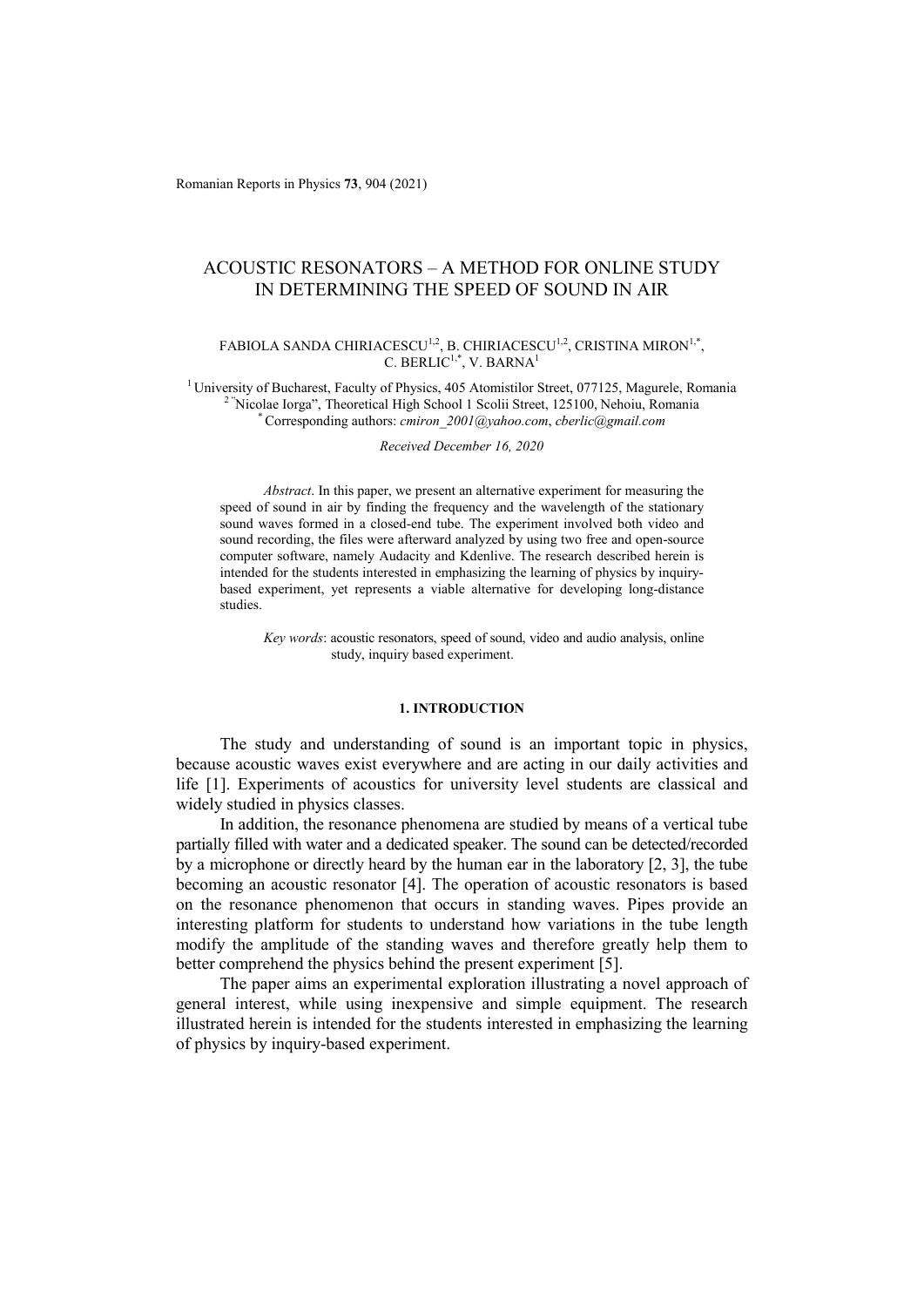# ACOUSTIC RESONATORS – A METHOD FOR ONLINE STUDY IN DETERMINING THE SPEED OF SOUND IN AIR

FABIOLA SANDA CHIRIACESCU[1,2], B. CHIRIACESCU[1,2], CRISTINA MIRON[1,*], C. BERLIC[1,*], V. BARNA[1]

[1] University of Bucharest, Faculty of Physics, 405 Atomistilor Street, 077125, Magurele, Romania
[2] "Nicolae Iorga", Theoretical High School 1 Scolii Street, 125100, Nehoiu, Romania
[*] Corresponding authors: *cmiron_2001@yahoo.com*, *cberlic@gmail.com*

*Received December 16, 2020*

*Abstract*. In this paper, we present an alternative experiment for measuring the speed of sound in air by finding the frequency and the wavelength of the stationary sound waves formed in a closed-end tube. The experiment involved both video and sound recording, the files were afterward analyzed by using two free and open-source computer software, namely Audacity and Kdenlive. The research described herein is intended for the students interested in emphasizing the learning of physics by inquiry-based experiment, yet represents a viable alternative for developing long-distance studies.

*Key words*: acoustic resonators, speed of sound, video and audio analysis, online study, inquiry based experiment.

## 1. INTRODUCTION

The study and understanding of sound is an important topic in physics, because acoustic waves exist everywhere and are acting in our daily activities and life [1]. Experiments of acoustics for university level students are classical and widely studied in physics classes.

In addition, the resonance phenomena are studied by means of a vertical tube partially filled with water and a dedicated speaker. The sound can be detected/recorded by a microphone or directly heard by the human ear in the laboratory [2, 3], the tube becoming an acoustic resonator [4]. The operation of acoustic resonators is based on the resonance phenomenon that occurs in standing waves. Pipes provide an interesting platform for students to understand how variations in the tube length modify the amplitude of the standing waves and therefore greatly help them to better comprehend the physics behind the present experiment [5].

The paper aims an experimental exploration illustrating a novel approach of general interest, while using inexpensive and simple equipment. The research illustrated herein is intended for the students interested in emphasizing the learning of physics by inquiry-based experiment.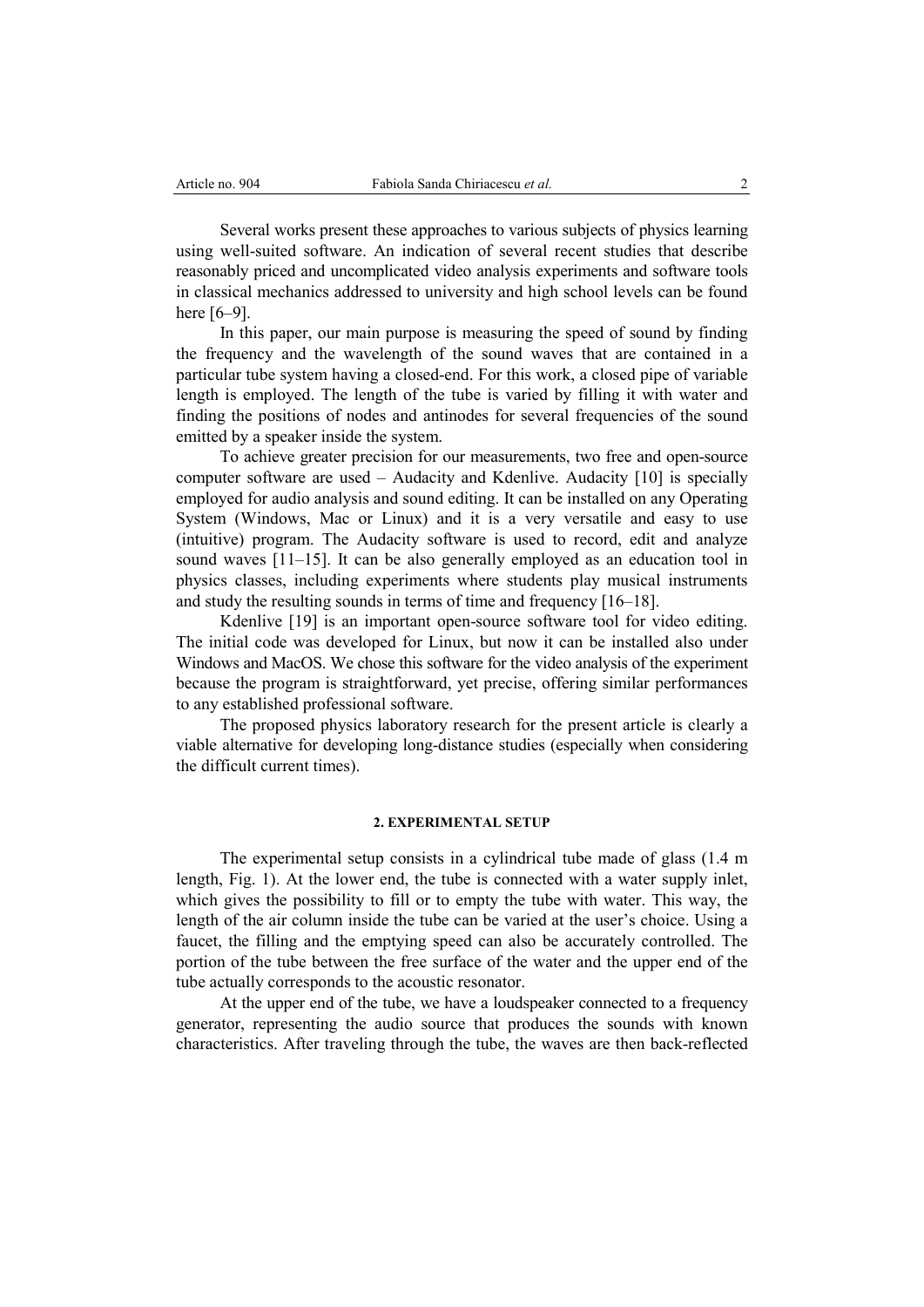Several works present these approaches to various subjects of physics learning using well-suited software. An indication of several recent studies that describe reasonably priced and uncomplicated video analysis experiments and software tools in classical mechanics addressed to university and high school levels can be found here [6–9].

In this paper, our main purpose is measuring the speed of sound by finding the frequency and the wavelength of the sound waves that are contained in a particular tube system having a closed-end. For this work, a closed pipe of variable length is employed. The length of the tube is varied by filling it with water and finding the positions of nodes and antinodes for several frequencies of the sound emitted by a speaker inside the system.

To achieve greater precision for our measurements, two free and open-source computer software are used – Audacity and Kdenlive. Audacity [10] is specially employed for audio analysis and sound editing. It can be installed on any Operating System (Windows, Mac or Linux) and it is a very versatile and easy to use (intuitive) program. The Audacity software is used to record, edit and analyze sound waves [11–15]. It can be also generally employed as an education tool in physics classes, including experiments where students play musical instruments and study the resulting sounds in terms of time and frequency [16–18].

Kdenlive [19] is an important open-source software tool for video editing. The initial code was developed for Linux, but now it can be installed also under Windows and MacOS. We chose this software for the video analysis of the experiment because the program is straightforward, yet precise, offering similar performances to any established professional software.

The proposed physics laboratory research for the present article is clearly a viable alternative for developing long-distance studies (especially when considering the difficult current times).

## 2. EXPERIMENTAL SETUP

The experimental setup consists in a cylindrical tube made of glass (1.4 m length, Fig. 1). At the lower end, the tube is connected with a water supply inlet, which gives the possibility to fill or to empty the tube with water. This way, the length of the air column inside the tube can be varied at the user's choice. Using a faucet, the filling and the emptying speed can also be accurately controlled. The portion of the tube between the free surface of the water and the upper end of the tube actually corresponds to the acoustic resonator.

At the upper end of the tube, we have a loudspeaker connected to a frequency generator, representing the audio source that produces the sounds with known characteristics. After traveling through the tube, the waves are then back-reflected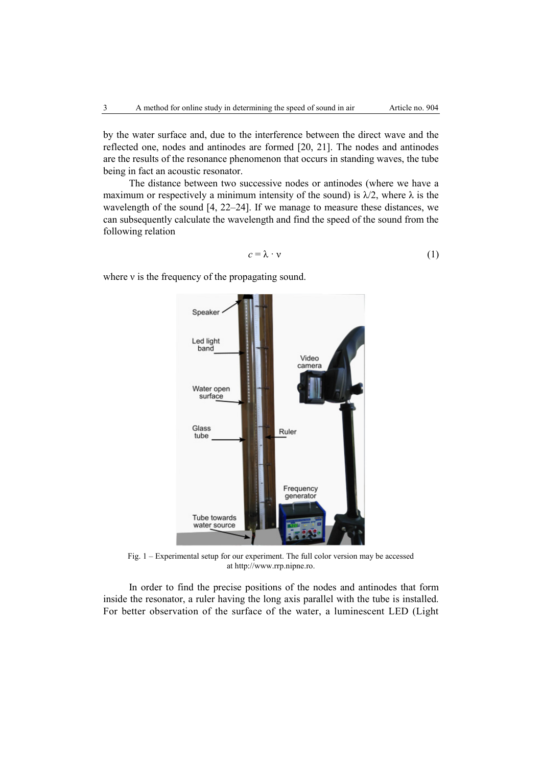by the water surface and, due to the interference between the direct wave and the reflected one, nodes and antinodes are formed [20, 21]. The nodes and antinodes are the results of the resonance phenomenon that occurs in standing waves, the tube being in fact an acoustic resonator.

The distance between two successive nodes or antinodes (where we have a maximum or respectively a minimum intensity of the sound) is $\lambda/2$, where $\lambda$ is the wavelength of the sound [4, 22–24]. If we manage to measure these distances, we can subsequently calculate the wavelength and find the speed of the sound from the following relation

$$c = \lambda \cdot \nu \tag{1}$$

where $\nu$ is the frequency of the propagating sound.

Fig. 1 – Experimental setup for our experiment. The full color version may be accessed at http://www.rrp.nipne.ro.

In order to find the precise positions of the nodes and antinodes that form inside the resonator, a ruler having the long axis parallel with the tube is installed. For better observation of the surface of the water, a luminescent LED (Light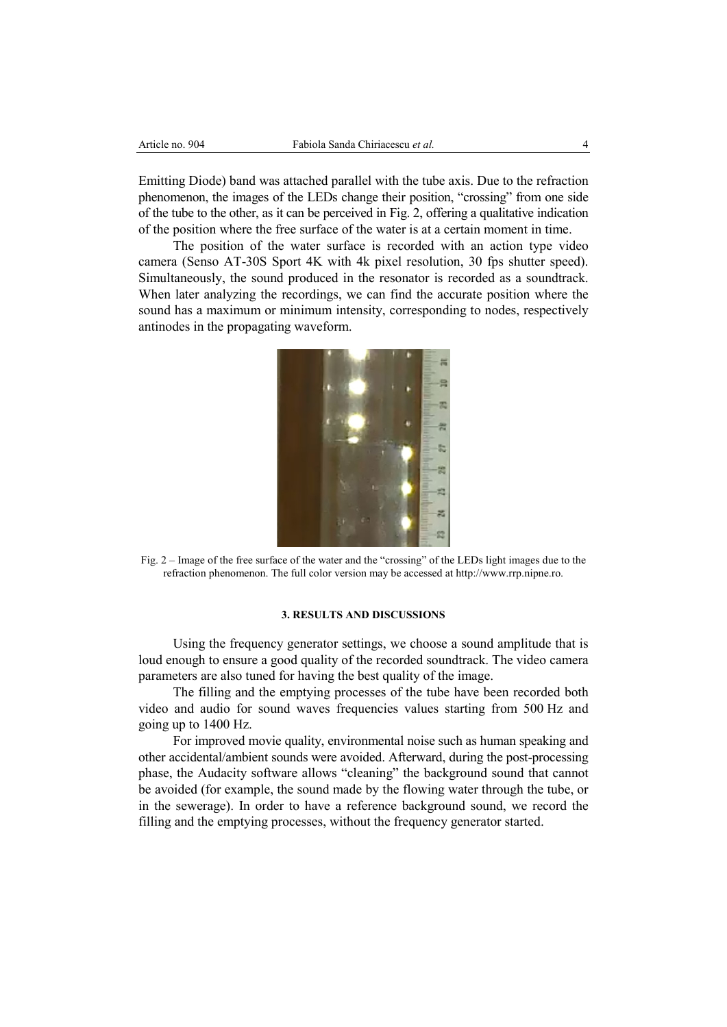Emitting Diode) band was attached parallel with the tube axis. Due to the refraction phenomenon, the images of the LEDs change their position, "crossing" from one side of the tube to the other, as it can be perceived in Fig. 2, offering a qualitative indication of the position where the free surface of the water is at a certain moment in time.

The position of the water surface is recorded with an action type video camera (Senso AT-30S Sport 4K with 4k pixel resolution, 30 fps shutter speed). Simultaneously, the sound produced in the resonator is recorded as a soundtrack. When later analyzing the recordings, we can find the accurate position where the sound has a maximum or minimum intensity, corresponding to nodes, respectively antinodes in the propagating waveform.

Fig. 2 – Image of the free surface of the water and the "crossing" of the LEDs light images due to the refraction phenomenon. The full color version may be accessed at http://www.rrp.nipne.ro.

## 3. RESULTS AND DISCUSSIONS

Using the frequency generator settings, we choose a sound amplitude that is loud enough to ensure a good quality of the recorded soundtrack. The video camera parameters are also tuned for having the best quality of the image.

The filling and the emptying processes of the tube have been recorded both video and audio for sound waves frequencies values starting from 500 Hz and going up to 1400 Hz.

For improved movie quality, environmental noise such as human speaking and other accidental/ambient sounds were avoided. Afterward, during the post-processing phase, the Audacity software allows "cleaning" the background sound that cannot be avoided (for example, the sound made by the flowing water through the tube, or in the sewerage). In order to have a reference background sound, we record the filling and the emptying processes, without the frequency generator started.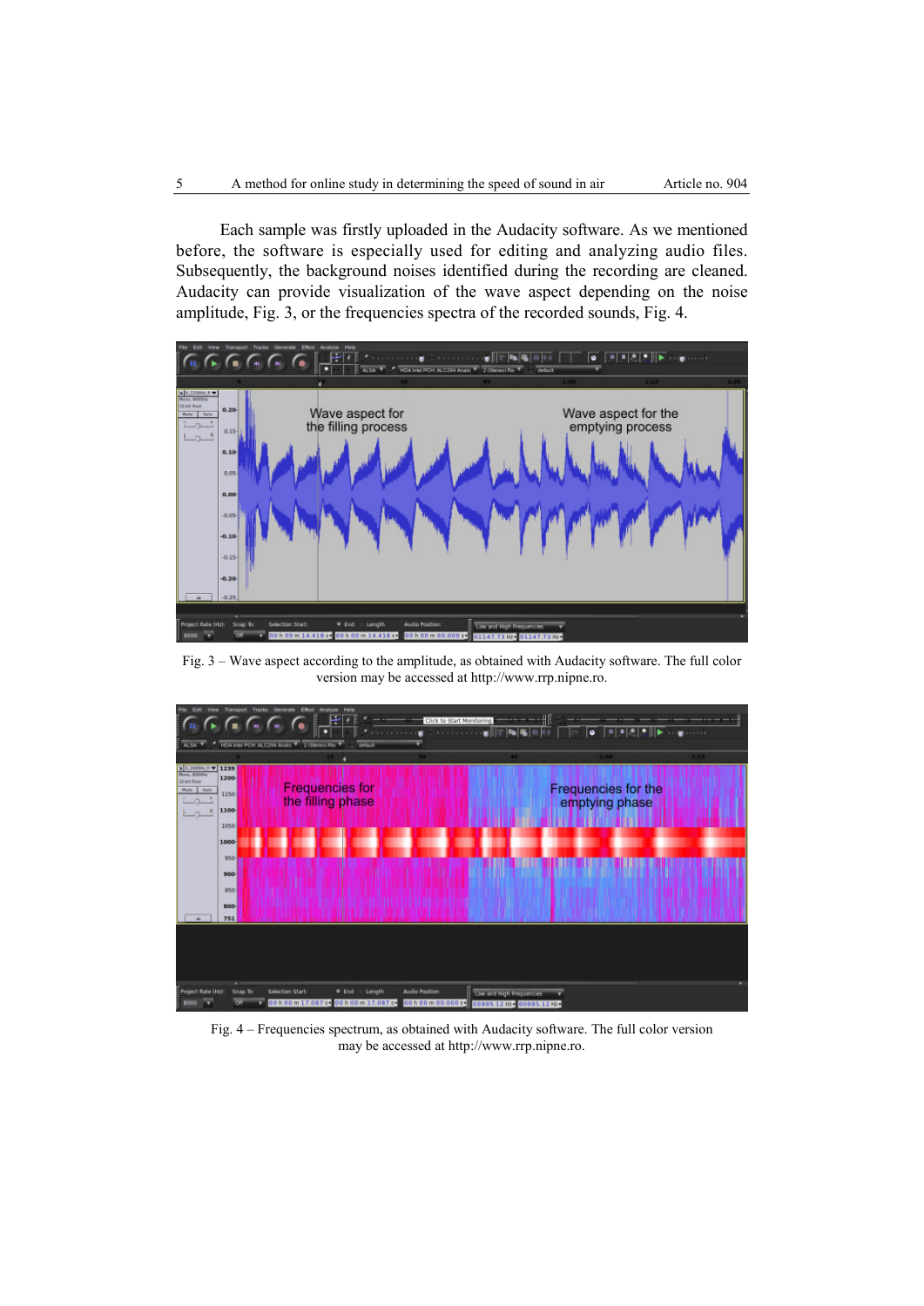Each sample was firstly uploaded in the Audacity software. As we mentioned before, the software is especially used for editing and analyzing audio files. Subsequently, the background noises identified during the recording are cleaned. Audacity can provide visualization of the wave aspect depending on the noise amplitude, Fig. 3, or the frequencies spectra of the recorded sounds, Fig. 4.

Fig. 3 – Wave aspect according to the amplitude, as obtained with Audacity software. The full color version may be accessed at http://www.rrp.nipne.ro.

Fig. 4 – Frequencies spectrum, as obtained with Audacity software. The full color version may be accessed at http://www.rrp.nipne.ro.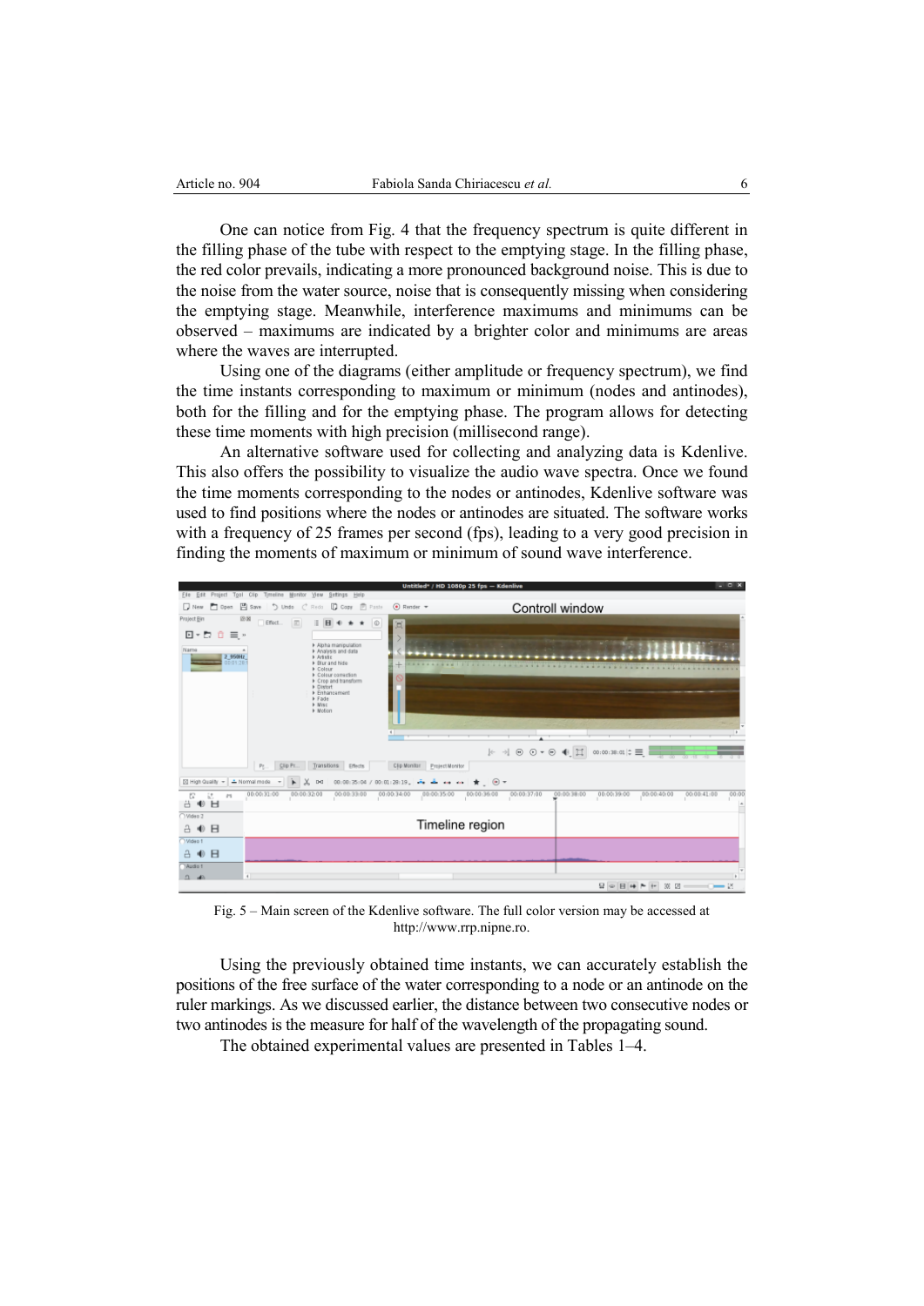One can notice from Fig. 4 that the frequency spectrum is quite different in the filling phase of the tube with respect to the emptying stage. In the filling phase, the red color prevails, indicating a more pronounced background noise. This is due to the noise from the water source, noise that is consequently missing when considering the emptying stage. Meanwhile, interference maximums and minimums can be observed – maximums are indicated by a brighter color and minimums are areas where the waves are interrupted.

Using one of the diagrams (either amplitude or frequency spectrum), we find the time instants corresponding to maximum or minimum (nodes and antinodes), both for the filling and for the emptying phase. The program allows for detecting these time moments with high precision (millisecond range).

An alternative software used for collecting and analyzing data is Kdenlive. This also offers the possibility to visualize the audio wave spectra. Once we found the time moments corresponding to the nodes or antinodes, Kdenlive software was used to find positions where the nodes or antinodes are situated. The software works with a frequency of 25 frames per second (fps), leading to a very good precision in finding the moments of maximum or minimum of sound wave interference.

Fig. 5 – Main screen of the Kdenlive software. The full color version may be accessed at http://www.rrp.nipne.ro.

Using the previously obtained time instants, we can accurately establish the positions of the free surface of the water corresponding to a node or an antinode on the ruler markings. As we discussed earlier, the distance between two consecutive nodes or two antinodes is the measure for half of the wavelength of the propagating sound.

The obtained experimental values are presented in Tables 1–4.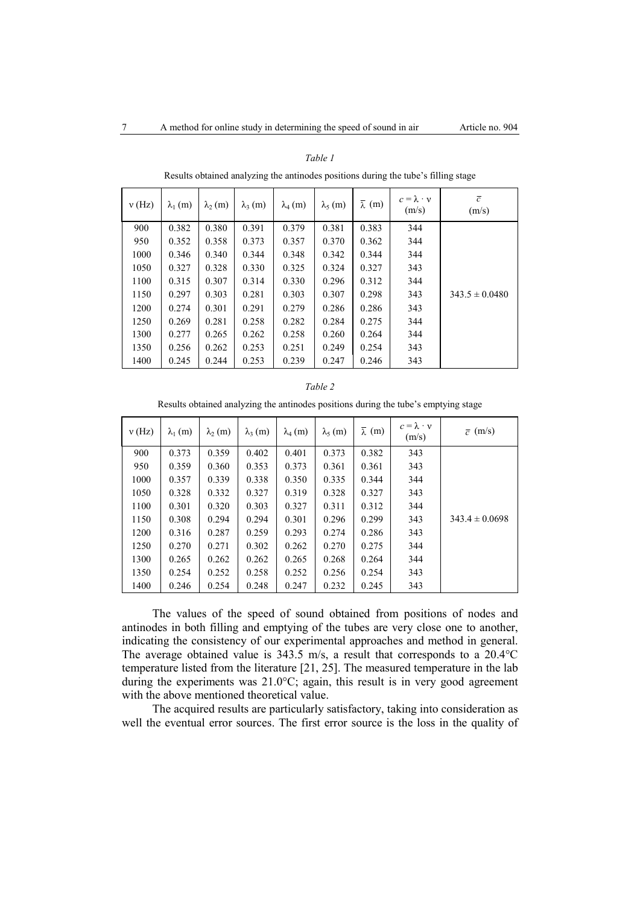*Table 1*

Results obtained analyzing the antinodes positions during the tube's filling stage

| $\nu$ (Hz) | $\lambda_1$ (m) | $\lambda_2$ (m) | $\lambda_3$ (m) | $\lambda_4$ (m) | $\lambda_5$ (m) | $\bar{\lambda}$ (m) | $c = \lambda \cdot \nu$ (m/s) | $\bar{c}$ (m/s) |
|---|---|---|---|---|---|---|---|---|
| 900 | 0.382 | 0.380 | 0.391 | 0.379 | 0.381 | 0.383 | 344 | |
| 950 | 0.352 | 0.358 | 0.373 | 0.357 | 0.370 | 0.362 | 344 | |
| 1000 | 0.346 | 0.340 | 0.344 | 0.348 | 0.342 | 0.344 | 344 | |
| 1050 | 0.327 | 0.328 | 0.330 | 0.325 | 0.324 | 0.327 | 343 | |
| 1100 | 0.315 | 0.307 | 0.314 | 0.330 | 0.296 | 0.312 | 344 | |
| 1150 | 0.297 | 0.303 | 0.281 | 0.303 | 0.307 | 0.298 | 343 | $343.5 \pm 0.0480$ |
| 1200 | 0.274 | 0.301 | 0.291 | 0.279 | 0.286 | 0.286 | 343 | |
| 1250 | 0.269 | 0.281 | 0.258 | 0.282 | 0.284 | 0.275 | 344 | |
| 1300 | 0.277 | 0.265 | 0.262 | 0.258 | 0.260 | 0.264 | 344 | |
| 1350 | 0.256 | 0.262 | 0.253 | 0.251 | 0.249 | 0.254 | 343 | |
| 1400 | 0.245 | 0.244 | 0.253 | 0.239 | 0.247 | 0.246 | 343 | |

*Table 2*

Results obtained analyzing the antinodes positions during the tube's emptying stage

| $\nu$ (Hz) | $\lambda_1$ (m) | $\lambda_2$ (m) | $\lambda_3$ (m) | $\lambda_4$ (m) | $\lambda_5$ (m) | $\bar{\lambda}$ (m) | $c = \lambda \cdot \nu$ (m/s) | $\bar{c}$ (m/s) |
|---|---|---|---|---|---|---|---|---|
| 900 | 0.373 | 0.359 | 0.402 | 0.401 | 0.373 | 0.382 | 343 | |
| 950 | 0.359 | 0.360 | 0.353 | 0.373 | 0.361 | 0.361 | 343 | |
| 1000 | 0.357 | 0.339 | 0.338 | 0.350 | 0.335 | 0.344 | 344 | |
| 1050 | 0.328 | 0.332 | 0.327 | 0.319 | 0.328 | 0.327 | 343 | |
| 1100 | 0.301 | 0.320 | 0.303 | 0.327 | 0.311 | 0.312 | 344 | |
| 1150 | 0.308 | 0.294 | 0.294 | 0.301 | 0.296 | 0.299 | 343 | $343.4 \pm 0.0698$ |
| 1200 | 0.316 | 0.287 | 0.259 | 0.293 | 0.274 | 0.286 | 343 | |
| 1250 | 0.270 | 0.271 | 0.302 | 0.262 | 0.270 | 0.275 | 344 | |
| 1300 | 0.265 | 0.262 | 0.262 | 0.265 | 0.268 | 0.264 | 344 | |
| 1350 | 0.254 | 0.252 | 0.258 | 0.252 | 0.256 | 0.254 | 343 | |
| 1400 | 0.246 | 0.254 | 0.248 | 0.247 | 0.232 | 0.245 | 343 | |

The values of the speed of sound obtained from positions of nodes and antinodes in both filling and emptying of the tubes are very close one to another, indicating the consistency of our experimental approaches and method in general. The average obtained value is 343.5 m/s, a result that corresponds to a 20.4°C temperature listed from the literature [21, 25]. The measured temperature in the lab during the experiments was 21.0°C; again, this result is in very good agreement with the above mentioned theoretical value.

The acquired results are particularly satisfactory, taking into consideration as well the eventual error sources. The first error source is the loss in the quality of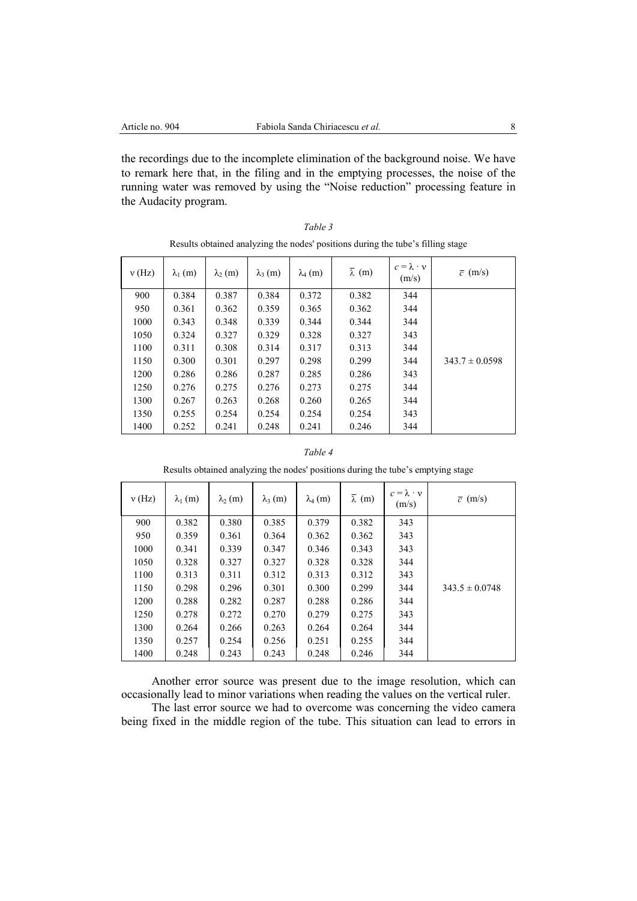the recordings due to the incomplete elimination of the background noise. We have to remark here that, in the filing and in the emptying processes, the noise of the running water was removed by using the "Noise reduction" processing feature in the Audacity program.

*Table 3*

Results obtained analyzing the nodes' positions during the tube's filling stage

| $\nu$ (Hz) | $\lambda_1$ (m) | $\lambda_2$ (m) | $\lambda_3$ (m) | $\lambda_4$ (m) | $\bar{\lambda}$ (m) | $c = \lambda \cdot \nu$ (m/s) | $\bar{c}$ (m/s) |
|---|---|---|---|---|---|---|---|
| 900 | 0.384 | 0.387 | 0.384 | 0.372 | 0.382 | 344 | |
| 950 | 0.361 | 0.362 | 0.359 | 0.365 | 0.362 | 344 | |
| 1000 | 0.343 | 0.348 | 0.339 | 0.344 | 0.344 | 344 | |
| 1050 | 0.324 | 0.327 | 0.329 | 0.328 | 0.327 | 343 | |
| 1100 | 0.311 | 0.308 | 0.314 | 0.317 | 0.313 | 344 | |
| 1150 | 0.300 | 0.301 | 0.297 | 0.298 | 0.299 | 344 | $343.7 \pm 0.0598$ |
| 1200 | 0.286 | 0.286 | 0.287 | 0.285 | 0.286 | 343 | |
| 1250 | 0.276 | 0.275 | 0.276 | 0.273 | 0.275 | 344 | |
| 1300 | 0.267 | 0.263 | 0.268 | 0.260 | 0.265 | 344 | |
| 1350 | 0.255 | 0.254 | 0.254 | 0.254 | 0.254 | 343 | |
| 1400 | 0.252 | 0.241 | 0.248 | 0.241 | 0.246 | 344 | |

*Table 4*

Results obtained analyzing the nodes' positions during the tube's emptying stage

| $\nu$ (Hz) | $\lambda_1$ (m) | $\lambda_2$ (m) | $\lambda_3$ (m) | $\lambda_4$ (m) | $\bar{\lambda}$ (m) | $c = \lambda \cdot \nu$ (m/s) | $\bar{c}$ (m/s) |
|---|---|---|---|---|---|---|---|
| 900 | 0.382 | 0.380 | 0.385 | 0.379 | 0.382 | 343 | |
| 950 | 0.359 | 0.361 | 0.364 | 0.362 | 0.362 | 343 | |
| 1000 | 0.341 | 0.339 | 0.347 | 0.346 | 0.343 | 343 | |
| 1050 | 0.328 | 0.327 | 0.327 | 0.328 | 0.328 | 344 | |
| 1100 | 0.313 | 0.311 | 0.312 | 0.313 | 0.312 | 343 | |
| 1150 | 0.298 | 0.296 | 0.301 | 0.300 | 0.299 | 344 | $343.5 \pm 0.0748$ |
| 1200 | 0.288 | 0.282 | 0.287 | 0.288 | 0.286 | 344 | |
| 1250 | 0.278 | 0.272 | 0.270 | 0.279 | 0.275 | 343 | |
| 1300 | 0.264 | 0.266 | 0.263 | 0.264 | 0.264 | 344 | |
| 1350 | 0.257 | 0.254 | 0.256 | 0.251 | 0.255 | 344 | |
| 1400 | 0.248 | 0.243 | 0.243 | 0.248 | 0.246 | 344 | |

Another error source was present due to the image resolution, which can occasionally lead to minor variations when reading the values on the vertical ruler.

The last error source we had to overcome was concerning the video camera being fixed in the middle region of the tube. This situation can lead to errors in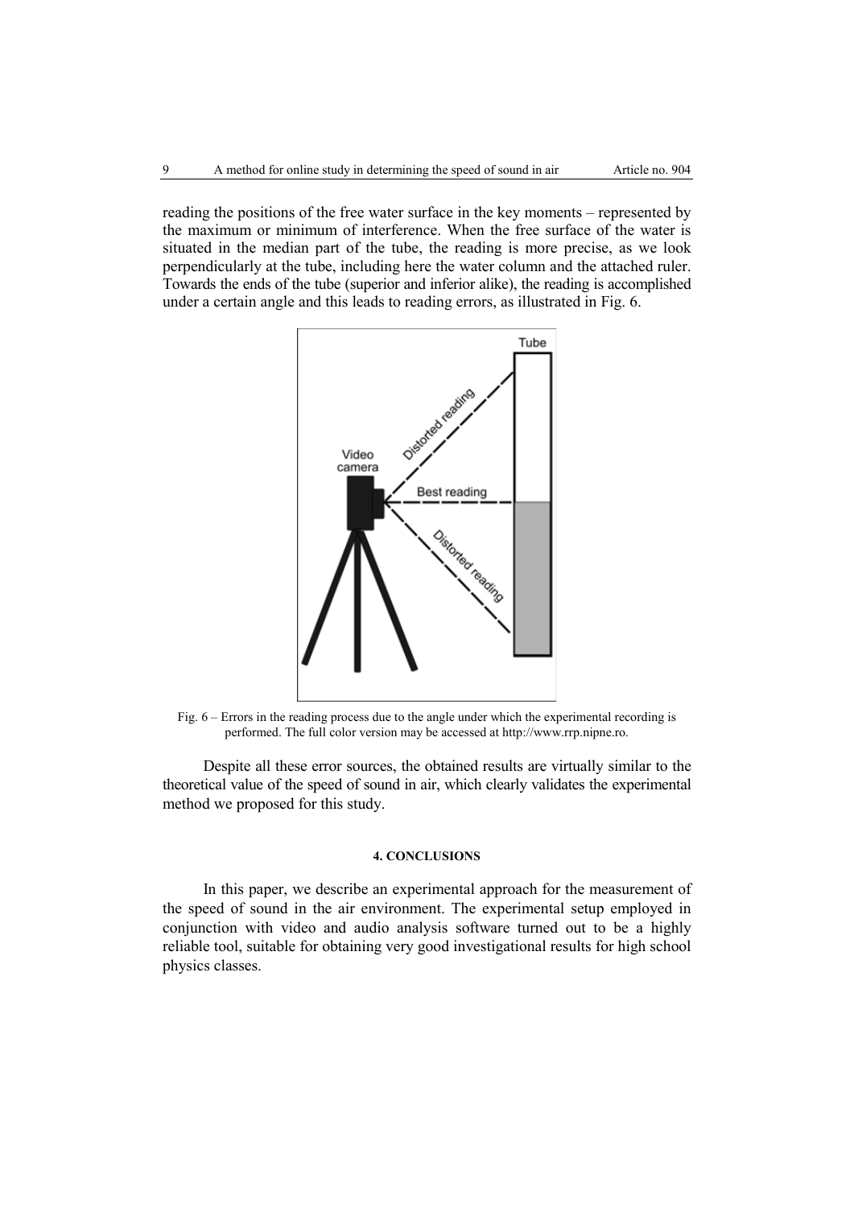reading the positions of the free water surface in the key moments – represented by the maximum or minimum of interference. When the free surface of the water is situated in the median part of the tube, the reading is more precise, as we look perpendicularly at the tube, including here the water column and the attached ruler. Towards the ends of the tube (superior and inferior alike), the reading is accomplished under a certain angle and this leads to reading errors, as illustrated in Fig. 6.

Fig. 6 – Errors in the reading process due to the angle under which the experimental recording is performed. The full color version may be accessed at http://www.rrp.nipne.ro.

Despite all these error sources, the obtained results are virtually similar to the theoretical value of the speed of sound in air, which clearly validates the experimental method we proposed for this study.

## 4. CONCLUSIONS

In this paper, we describe an experimental approach for the measurement of the speed of sound in the air environment. The experimental setup employed in conjunction with video and audio analysis software turned out to be a highly reliable tool, suitable for obtaining very good investigational results for high school physics classes.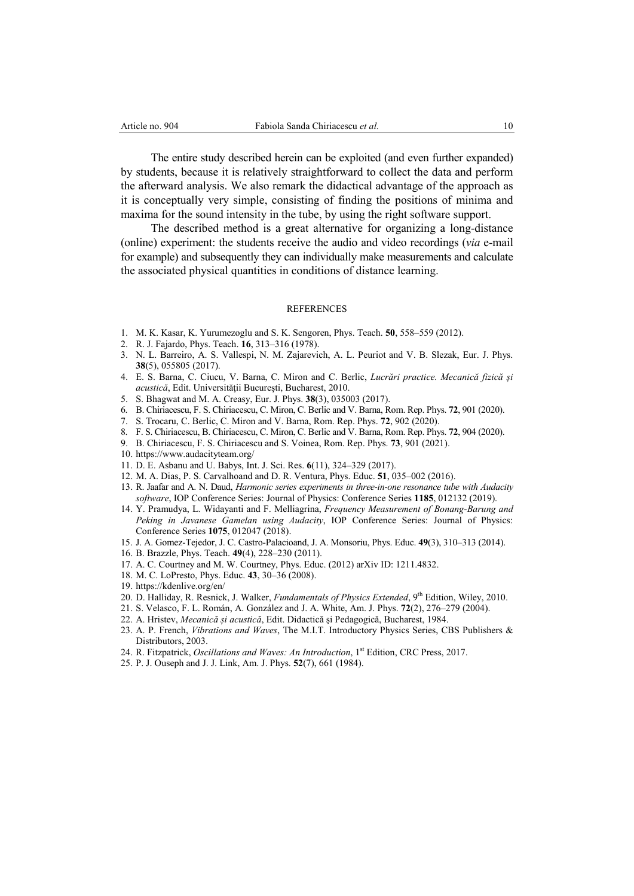The entire study described herein can be exploited (and even further expanded) by students, because it is relatively straightforward to collect the data and perform the afterward analysis. We also remark the didactical advantage of the approach as it is conceptually very simple, consisting of finding the positions of minima and maxima for the sound intensity in the tube, by using the right software support.

The described method is a great alternative for organizing a long-distance (online) experiment: the students receive the audio and video recordings (*via* e-mail for example) and subsequently they can individually make measurements and calculate the associated physical quantities in conditions of distance learning.

## REFERENCES

1. M. K. Kasar, K. Yurumezoglu and S. K. Sengoren, Phys. Teach. **50**, 558–559 (2012).
2. R. J. Fajardo, Phys. Teach. **16**, 313–316 (1978).
3. N. L. Barreiro, A. S. Vallespi, N. M. Zajarevich, A. L. Peuriot and V. B. Slezak, Eur. J. Phys. **38**(5), 055805 (2017).
4. E. S. Barna, C. Ciucu, V. Barna, C. Miron and C. Berlic, *Lucrări practice. Mecanică fizică și acustică*, Edit. Universităţii Bucureşti, Bucharest, 2010.
5. S. Bhagwat and M. A. Creasy, Eur. J. Phys. **38**(3), 035003 (2017).
6. B. Chiriacescu, F. S. Chiriacescu, C. Miron, C. Berlic and V. Barna, Rom. Rep. Phys. **72**, 901 (2020).
7. S. Trocaru, C. Berlic, C. Miron and V. Barna, Rom. Rep. Phys. **72**, 902 (2020).
8. F. S. Chiriacescu, B. Chiriacescu, C. Miron, C. Berlic and V. Barna, Rom. Rep. Phys. **72**, 904 (2020).
9. B. Chiriacescu, F. S. Chiriacescu and S. Voinea, Rom. Rep. Phys. **73**, 901 (2021).
10. https://www.audacityteam.org/
11. D. E. Asbanu and U. Babys, Int. J. Sci. Res. **6**(11), 324–329 (2017).
12. M. A. Dias, P. S. Carvalhoand and D. R. Ventura, Phys. Educ. **51**, 035–002 (2016).
13. R. Jaafar and A. N. Daud, *Harmonic series experiments in three-in-one resonance tube with Audacity software*, IOP Conference Series: Journal of Physics: Conference Series **1185**, 012132 (2019).
14. Y. Pramudya, L. Widayanti and F. Melliagrina, *Frequency Measurement of Bonang-Barung and Peking in Javanese Gamelan using Audacity*, IOP Conference Series: Journal of Physics: Conference Series **1075**, 012047 (2018).
15. J. A. Gomez-Tejedor, J. C. Castro-Palacioand, J. A. Monsoriu, Phys. Educ. **49**(3), 310–313 (2014).
16. B. Brazzle, Phys. Teach. **49**(4), 228–230 (2011).
17. A. C. Courtney and M. W. Courtney, Phys. Educ. (2012) arXiv ID: 1211.4832.
18. M. C. LoPresto, Phys. Educ. **43**, 30–36 (2008).
19. https://kdenlive.org/en/
20. D. Halliday, R. Resnick, J. Walker, *Fundamentals of Physics Extended*, 9th Edition, Wiley, 2010.
21. S. Velasco, F. L. Román, A. González and J. A. White, Am. J. Phys. **72**(2), 276–279 (2004).
22. A. Hristev, *Mecanică și acustică*, Edit. Didactică şi Pedagogică, Bucharest, 1984.
23. A. P. French, *Vibrations and Waves*, The M.I.T. Introductory Physics Series, CBS Publishers & Distributors, 2003.
24. R. Fitzpatrick, *Oscillations and Waves: An Introduction*, 1st Edition, CRC Press, 2017.
25. P. J. Ouseph and J. J. Link, Am. J. Phys. **52**(7), 661 (1984).